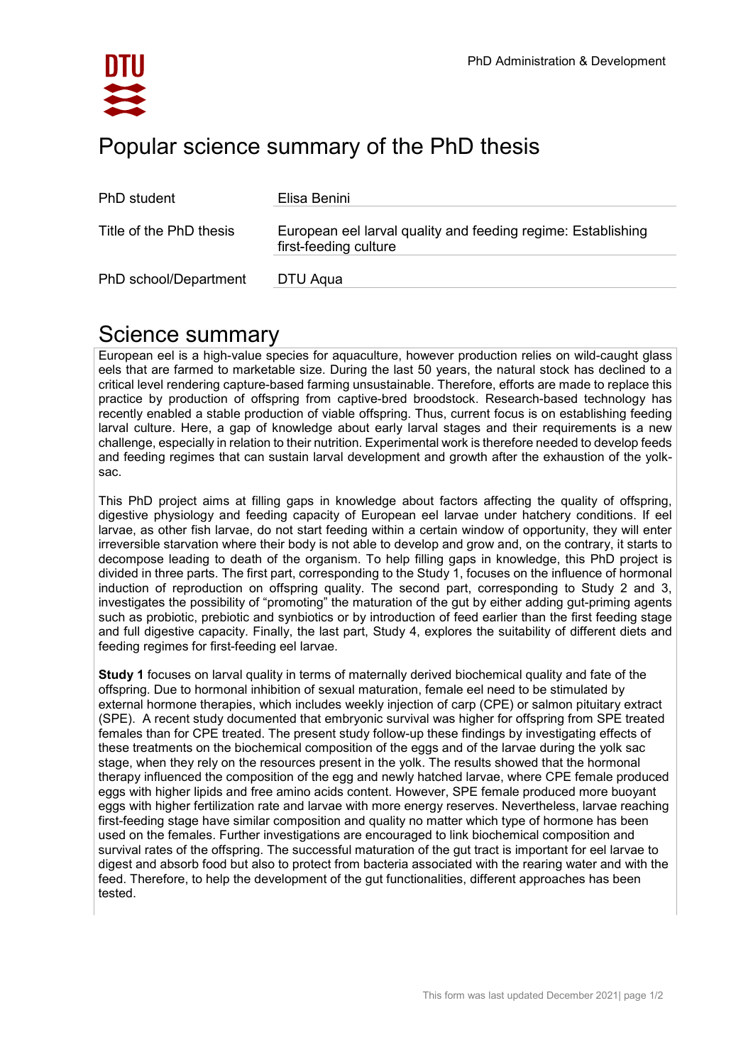# Popular science summary of the PhD thesis

| | |
|---|---|
| PhD student | Elisa Benini |
| Title of the PhD thesis | European eel larval quality and feeding regime: Establishing first-feeding culture |
| PhD school/Department | DTU Aqua |

## Science summary

European eel is a high-value species for aquaculture, however production relies on wild-caught glass eels that are farmed to marketable size. During the last 50 years, the natural stock has declined to a critical level rendering capture-based farming unsustainable. Therefore, efforts are made to replace this practice by production of offspring from captive-bred broodstock. Research-based technology has recently enabled a stable production of viable offspring. Thus, current focus is on establishing feeding larval culture. Here, a gap of knowledge about early larval stages and their requirements is a new challenge, especially in relation to their nutrition. Experimental work is therefore needed to develop feeds and feeding regimes that can sustain larval development and growth after the exhaustion of the yolk-sac.

This PhD project aims at filling gaps in knowledge about factors affecting the quality of offspring, digestive physiology and feeding capacity of European eel larvae under hatchery conditions. If eel larvae, as other fish larvae, do not start feeding within a certain window of opportunity, they will enter irreversible starvation where their body is not able to develop and grow and, on the contrary, it starts to decompose leading to death of the organism. To help filling gaps in knowledge, this PhD project is divided in three parts. The first part, corresponding to the Study 1, focuses on the influence of hormonal induction of reproduction on offspring quality. The second part, corresponding to Study 2 and 3, investigates the possibility of "promoting" the maturation of the gut by either adding gut-priming agents such as probiotic, prebiotic and synbiotics or by introduction of feed earlier than the first feeding stage and full digestive capacity. Finally, the last part, Study 4, explores the suitability of different diets and feeding regimes for first-feeding eel larvae.

**Study 1** focuses on larval quality in terms of maternally derived biochemical quality and fate of the offspring. Due to hormonal inhibition of sexual maturation, female eel need to be stimulated by external hormone therapies, which includes weekly injection of carp (CPE) or salmon pituitary extract (SPE). A recent study documented that embryonic survival was higher for offspring from SPE treated females than for CPE treated. The present study follow-up these findings by investigating effects of these treatments on the biochemical composition of the eggs and of the larvae during the yolk sac stage, when they rely on the resources present in the yolk. The results showed that the hormonal therapy influenced the composition of the egg and newly hatched larvae, where CPE female produced eggs with higher lipids and free amino acids content. However, SPE female produced more buoyant eggs with higher fertilization rate and larvae with more energy reserves. Nevertheless, larvae reaching first-feeding stage have similar composition and quality no matter which type of hormone has been used on the females. Further investigations are encouraged to link biochemical composition and survival rates of the offspring. The successful maturation of the gut tract is important for eel larvae to digest and absorb food but also to protect from bacteria associated with the rearing water and with the feed. Therefore, to help the development of the gut functionalities, different approaches has been tested.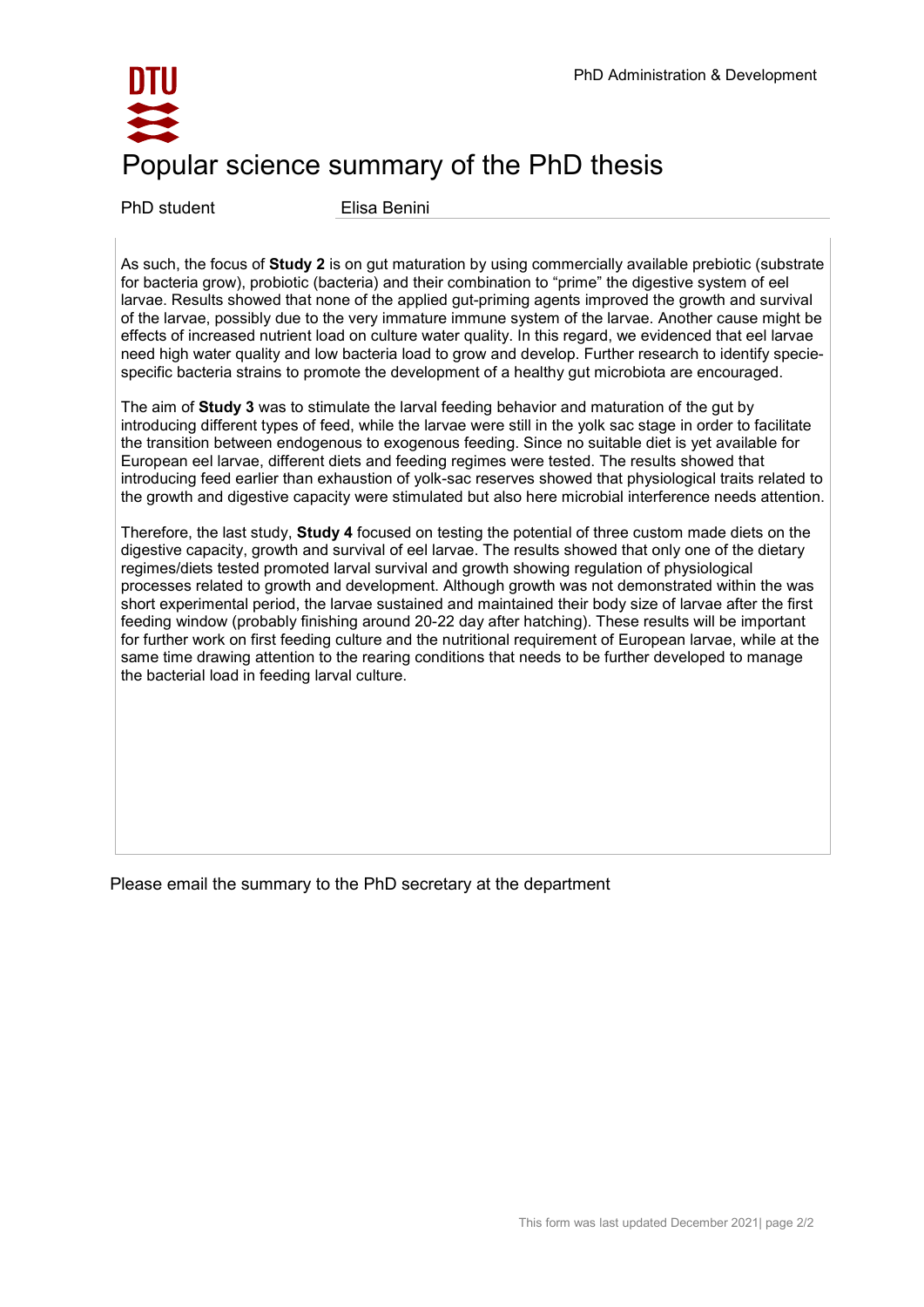# Popular science summary of the PhD thesis

PhD student Elisa Benini

As such, the focus of **Study 2** is on gut maturation by using commercially available prebiotic (substrate for bacteria grow), probiotic (bacteria) and their combination to “prime” the digestive system of eel larvae. Results showed that none of the applied gut-priming agents improved the growth and survival of the larvae, possibly due to the very immature immune system of the larvae. Another cause might be effects of increased nutrient load on culture water quality. In this regard, we evidenced that eel larvae need high water quality and low bacteria load to grow and develop. Further research to identify specie-specific bacteria strains to promote the development of a healthy gut microbiota are encouraged.

The aim of **Study 3** was to stimulate the larval feeding behavior and maturation of the gut by introducing different types of feed, while the larvae were still in the yolk sac stage in order to facilitate the transition between endogenous to exogenous feeding. Since no suitable diet is yet available for European eel larvae, different diets and feeding regimes were tested. The results showed that introducing feed earlier than exhaustion of yolk-sac reserves showed that physiological traits related to the growth and digestive capacity were stimulated but also here microbial interference needs attention.

Therefore, the last study, **Study 4** focused on testing the potential of three custom made diets on the digestive capacity, growth and survival of eel larvae. The results showed that only one of the dietary regimes/diets tested promoted larval survival and growth showing regulation of physiological processes related to growth and development. Although growth was not demonstrated within the was short experimental period, the larvae sustained and maintained their body size of larvae after the first feeding window (probably finishing around 20-22 day after hatching). These results will be important for further work on first feeding culture and the nutritional requirement of European larvae, while at the same time drawing attention to the rearing conditions that needs to be further developed to manage the bacterial load in feeding larval culture.

Please email the summary to the PhD secretary at the department